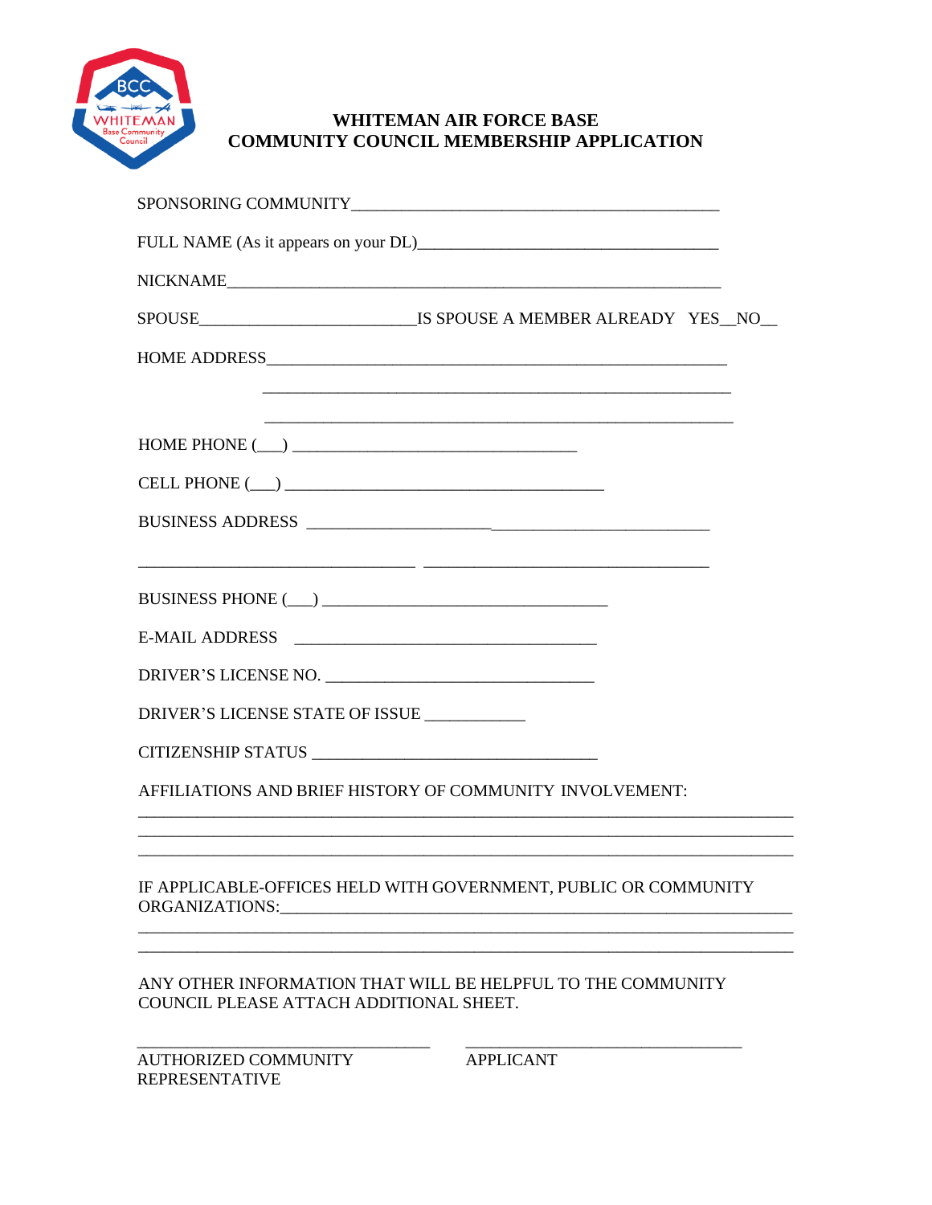# WHITEMAN AIR FORCE BASE
# COMMUNITY COUNCIL MEMBERSHIP APPLICATION

SPONSORING COMMUNITY___________________________________________

FULL NAME (As it appears on your DL)___________________________________

NICKNAME___________________________________________________________

SPOUSE_________________________IS SPOUSE A MEMBER ALREADY YES__NO__

HOME ADDRESS______________________________________________________

______________________________________________________

______________________________________________________

HOME PHONE (___) ________________________________

CELL PHONE (___) ____________________________________

BUSINESS ADDRESS _____________________________________________

________________________________ _________________________________

BUSINESS PHONE (___) ________________________________

E-MAIL ADDRESS __________________________________

DRIVER'S LICENSE NO. _______________________________

DRIVER'S LICENSE STATE OF ISSUE ___________

CITIZENSHIP STATUS _________________________________

AFFILIATIONS AND BRIEF HISTORY OF COMMUNITY INVOLVEMENT:

___________________________________________________________________________

___________________________________________________________________________

___________________________________________________________________________

IF APPLICABLE-OFFICES HELD WITH GOVERNMENT, PUBLIC OR COMMUNITY ORGANIZATIONS:_____________________________________________________________

___________________________________________________________________________

___________________________________________________________________________

ANY OTHER INFORMATION THAT WILL BE HELPFUL TO THE COMMUNITY COUNCIL PLEASE ATTACH ADDITIONAL SHEET.

_________________________________ _________________________________

AUTHORIZED COMMUNITY REPRESENTATIVE APPLICANT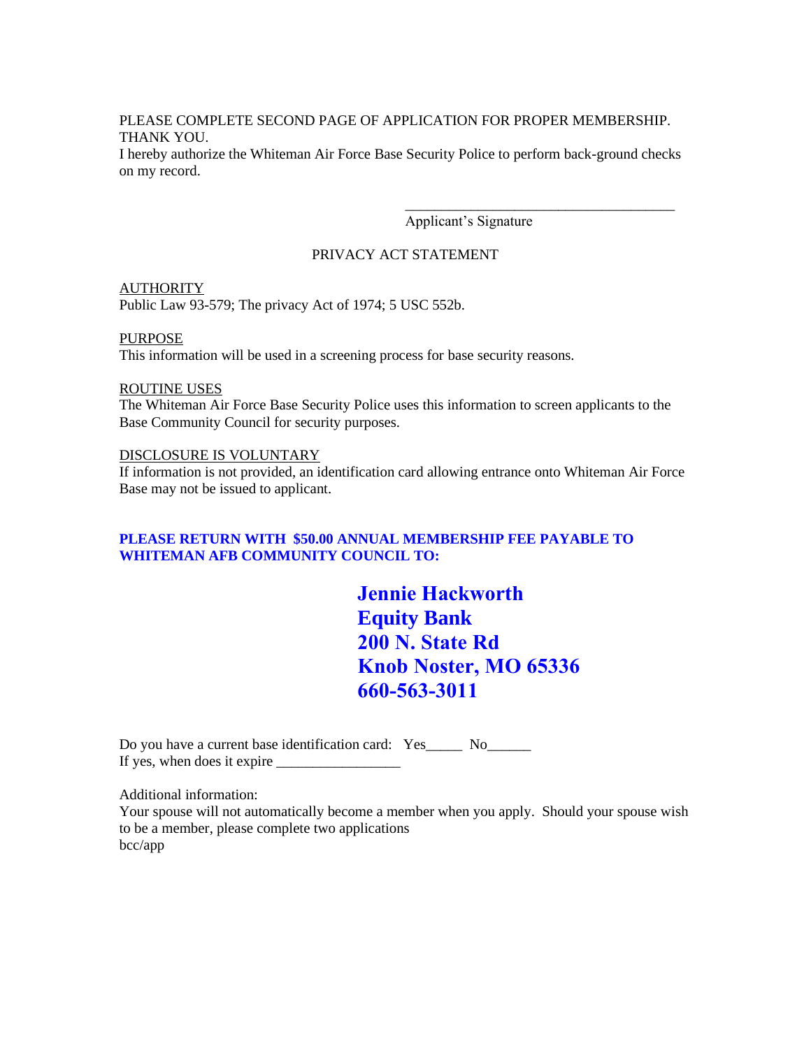PLEASE COMPLETE SECOND PAGE OF APPLICATION FOR PROPER MEMBERSHIP. THANK YOU.
I hereby authorize the Whiteman Air Force Base Security Police to perform back-ground checks on my record.

_______________________________________
Applicant's Signature

PRIVACY ACT STATEMENT

AUTHORITY
Public Law 93-579; The privacy Act of 1974; 5 USC 552b.

PURPOSE
This information will be used in a screening process for base security reasons.

ROUTINE USES
The Whiteman Air Force Base Security Police uses this information to screen applicants to the Base Community Council for security purposes.

DISCLOSURE IS VOLUNTARY
If information is not provided, an identification card allowing entrance onto Whiteman Air Force Base may not be issued to applicant.

**PLEASE RETURN WITH $50.00 ANNUAL MEMBERSHIP FEE PAYABLE TO WHITEMAN AFB COMMUNITY COUNCIL TO:**

**Jennie Hackworth**
**Equity Bank**
**200 N. State Rd**
**Knob Noster, MO 65336**
**660-563-3011**

Do you have a current base identification card: Yes_____ No______
If yes, when does it expire _________________

Additional information:
Your spouse will not automatically become a member when you apply. Should your spouse wish to be a member, please complete two applications
bcc/app